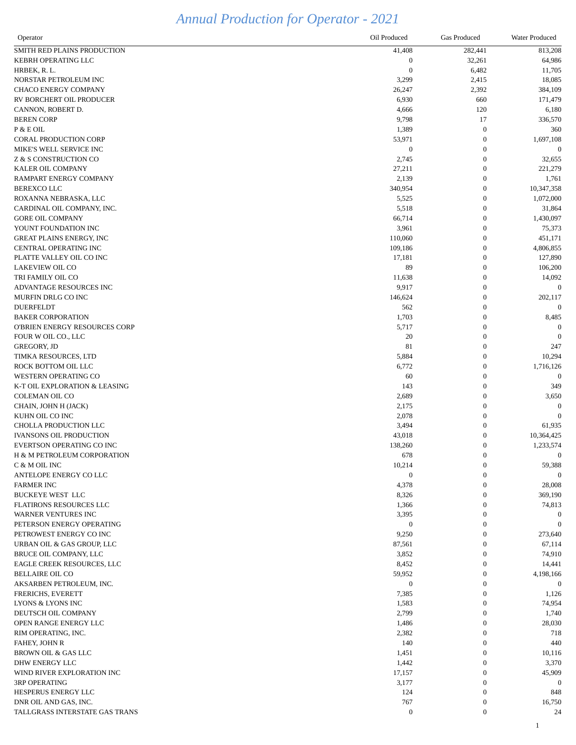# Annual Production for Operator - 2021

| Operator | Oil Produced | Gas Produced | Water Produced |
|---|---|---|---|
| SMITH RED PLAINS PRODUCTION | 41,408 | 282,441 | 813,208 |
| KEBRH OPERATING LLC | 0 | 32,261 | 64,986 |
| HRBEK, R. L. | 0 | 6,482 | 11,705 |
| NORSTAR PETROLEUM INC | 3,299 | 2,415 | 18,085 |
| CHACO ENERGY COMPANY | 26,247 | 2,392 | 384,109 |
| RV BORCHERT OIL PRODUCER | 6,930 | 660 | 171,479 |
| CANNON, ROBERT D. | 4,666 | 120 | 6,180 |
| BEREN CORP | 9,798 | 17 | 336,570 |
| P & E OIL | 1,389 | 0 | 360 |
| CORAL PRODUCTION CORP | 53,971 | 0 | 1,697,108 |
| MIKE'S WELL SERVICE INC | 0 | 0 | 0 |
| Z & S CONSTRUCTION CO | 2,745 | 0 | 32,655 |
| KALER OIL COMPANY | 27,211 | 0 | 221,279 |
| RAMPART ENERGY COMPANY | 2,139 | 0 | 1,761 |
| BEREXCO LLC | 340,954 | 0 | 10,347,358 |
| ROXANNA NEBRASKA, LLC | 5,525 | 0 | 1,072,000 |
| CARDINAL OIL COMPANY, INC. | 5,518 | 0 | 31,864 |
| GORE OIL COMPANY | 66,714 | 0 | 1,430,097 |
| YOUNT FOUNDATION INC | 3,961 | 0 | 75,373 |
| GREAT PLAINS ENERGY, INC | 110,060 | 0 | 451,171 |
| CENTRAL OPERATING INC | 109,186 | 0 | 4,806,855 |
| PLATTE VALLEY OIL CO INC | 17,181 | 0 | 127,890 |
| LAKEVIEW OIL CO | 89 | 0 | 106,200 |
| TRI FAMILY OIL CO | 11,638 | 0 | 14,092 |
| ADVANTAGE RESOURCES INC | 9,917 | 0 | 0 |
| MURFIN DRLG CO INC | 146,624 | 0 | 202,117 |
| DUERFELDT | 562 | 0 | 0 |
| BAKER CORPORATION | 1,703 | 0 | 8,485 |
| O'BRIEN ENERGY RESOURCES CORP | 5,717 | 0 | 0 |
| FOUR W OIL CO., LLC | 20 | 0 | 0 |
| GREGORY, JD | 81 | 0 | 247 |
| TIMKA RESOURCES, LTD | 5,884 | 0 | 10,294 |
| ROCK BOTTOM OIL LLC | 6,772 | 0 | 1,716,126 |
| WESTERN OPERATING CO | 60 | 0 | 0 |
| K-T OIL EXPLORATION & LEASING | 143 | 0 | 349 |
| COLEMAN OIL CO | 2,689 | 0 | 3,650 |
| CHAIN, JOHN H (JACK) | 2,175 | 0 | 0 |
| KUHN OIL CO INC | 2,078 | 0 | 0 |
| CHOLLA PRODUCTION LLC | 3,494 | 0 | 61,935 |
| IVANSONS OIL PRODUCTION | 43,018 | 0 | 10,364,425 |
| EVERTSON OPERATING CO INC | 138,260 | 0 | 1,233,574 |
| H & M PETROLEUM CORPORATION | 678 | 0 | 0 |
| C & M OIL INC | 10,214 | 0 | 59,388 |
| ANTELOPE ENERGY CO LLC | 0 | 0 | 0 |
| FARMER INC | 4,378 | 0 | 28,008 |
| BUCKEYE WEST LLC | 8,326 | 0 | 369,190 |
| FLATIRONS RESOURCES LLC | 1,366 | 0 | 74,813 |
| WARNER VENTURES INC | 3,395 | 0 | 0 |
| PETERSON ENERGY OPERATING | 0 | 0 | 0 |
| PETROWEST ENERGY CO INC | 9,250 | 0 | 273,640 |
| URBAN OIL & GAS GROUP, LLC | 87,561 | 0 | 67,114 |
| BRUCE OIL COMPANY, LLC | 3,852 | 0 | 74,910 |
| EAGLE CREEK RESOURCES, LLC | 8,452 | 0 | 14,441 |
| BELLAIRE OIL CO | 59,952 | 0 | 4,198,166 |
| AKSARBEN PETROLEUM, INC. | 0 | 0 | 0 |
| FRERICHS, EVERETT | 7,385 | 0 | 1,126 |
| LYONS & LYONS INC | 1,583 | 0 | 74,954 |
| DEUTSCH OIL COMPANY | 2,799 | 0 | 1,740 |
| OPEN RANGE ENERGY LLC | 1,486 | 0 | 28,030 |
| RIM OPERATING, INC. | 2,382 | 0 | 718 |
| FAHEY, JOHN R | 140 | 0 | 440 |
| BROWN OIL & GAS LLC | 1,451 | 0 | 10,116 |
| DHW ENERGY LLC | 1,442 | 0 | 3,370 |
| WIND RIVER EXPLORATION INC | 17,157 | 0 | 45,909 |
| 3RP OPERATING | 3,177 | 0 | 0 |
| HESPERUS ENERGY LLC | 124 | 0 | 848 |
| DNR OIL AND GAS, INC. | 767 | 0 | 16,750 |
| TALLGRASS INTERSTATE GAS TRANS | 0 | 0 | 24 |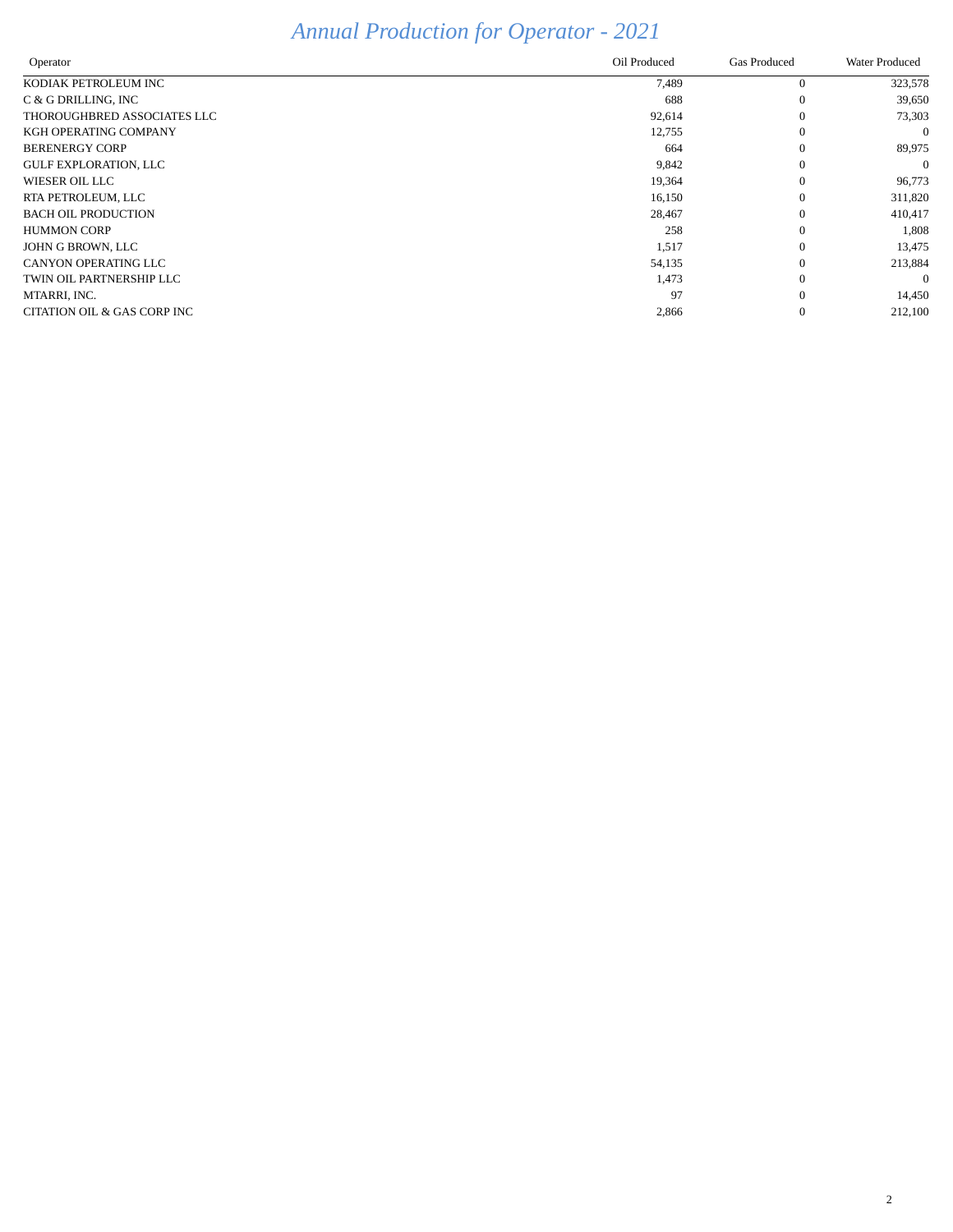# *Annual Production for Operator - 2021*

| Operator | Oil Produced | Gas Produced | Water Produced |
|---|---|---|---|
| KODIAK PETROLEUM INC | 7,489 | 0 | 323,578 |
| C & G DRILLING, INC | 688 | 0 | 39,650 |
| THOROUGHBRED ASSOCIATES LLC | 92,614 | 0 | 73,303 |
| KGH OPERATING COMPANY | 12,755 | 0 | 0 |
| BERENERGY CORP | 664 | 0 | 89,975 |
| GULF EXPLORATION, LLC | 9,842 | 0 | 0 |
| WIESER OIL LLC | 19,364 | 0 | 96,773 |
| RTA PETROLEUM, LLC | 16,150 | 0 | 311,820 |
| BACH OIL PRODUCTION | 28,467 | 0 | 410,417 |
| HUMMON CORP | 258 | 0 | 1,808 |
| JOHN G BROWN, LLC | 1,517 | 0 | 13,475 |
| CANYON OPERATING LLC | 54,135 | 0 | 213,884 |
| TWIN OIL PARTNERSHIP LLC | 1,473 | 0 | 0 |
| MTARRI, INC. | 97 | 0 | 14,450 |
| CITATION OIL & GAS CORP INC | 2,866 | 0 | 212,100 |